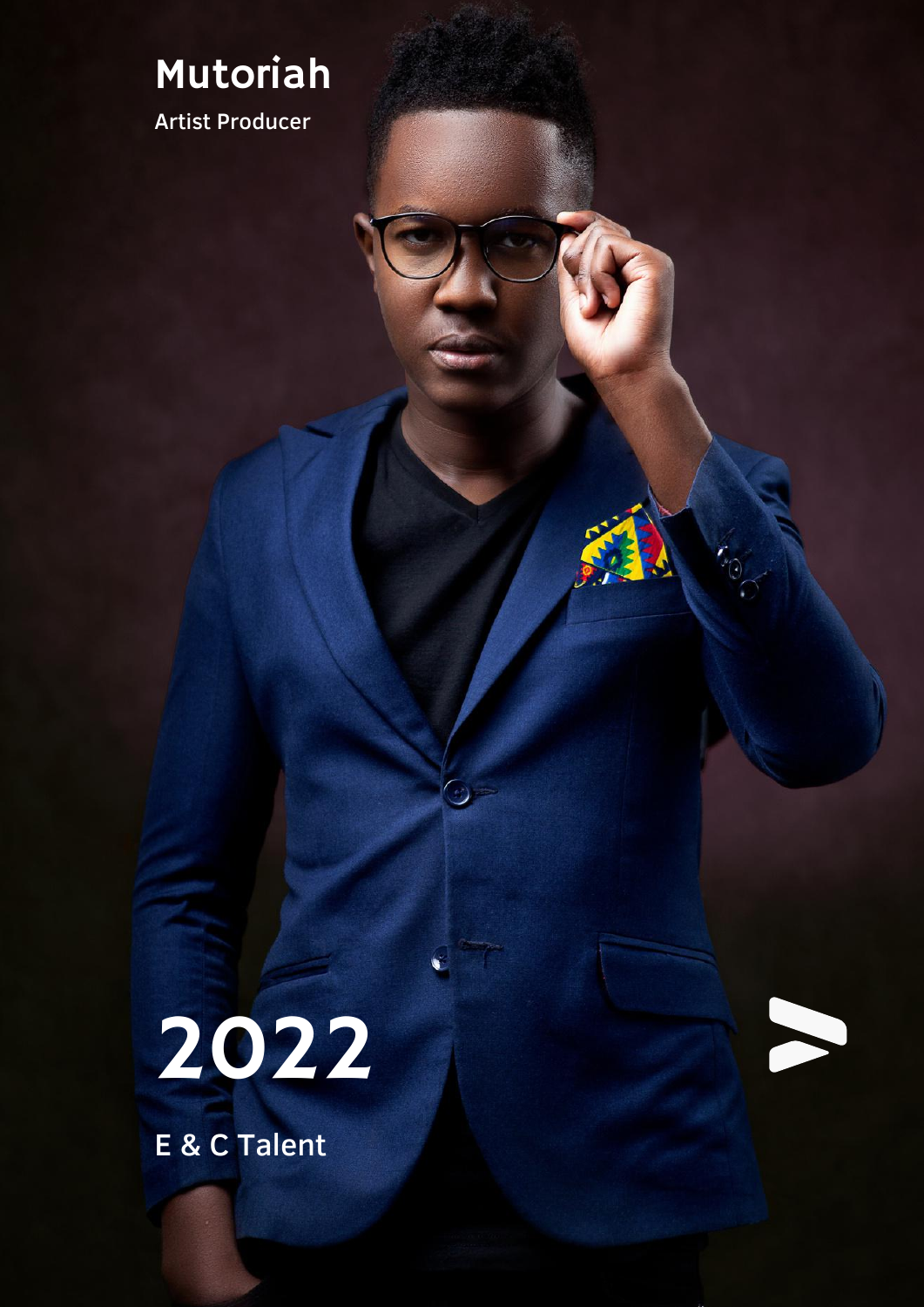# Mutoriah

Artist Producer

# 2022

E & C Talent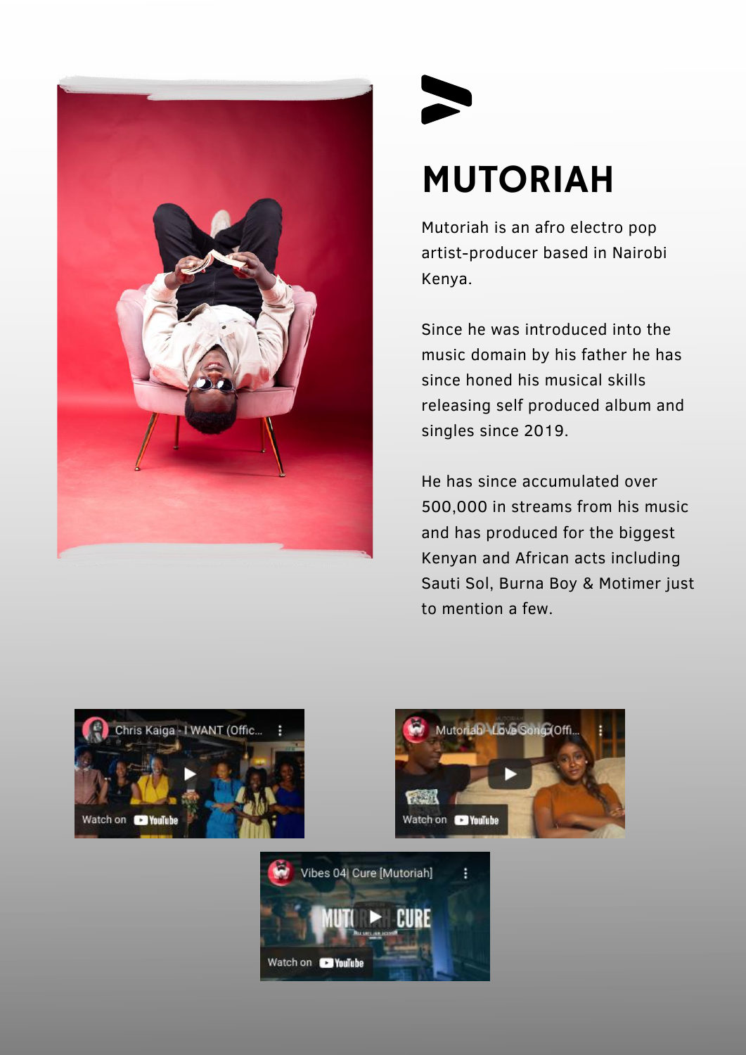# MUTORIAH

Mutoriah is an afro electro pop artist-producer based in Nairobi Kenya.

Since he was introduced into the music domain by his father he has since honed his musical skills releasing self produced album and singles since 2019.

He has since accumulated over 500,000 in streams from his music and has produced for the biggest Kenyan and African acts including Sauti Sol, Burna Boy & Motimer just to mention a few.

Chris Kaiga - I WANT (Offic...

Watch on YouTube

Mutoriah - Love Song (Offi...

Watch on YouTube

Vibes 04| Cure [Mutoriah]

Watch on YouTube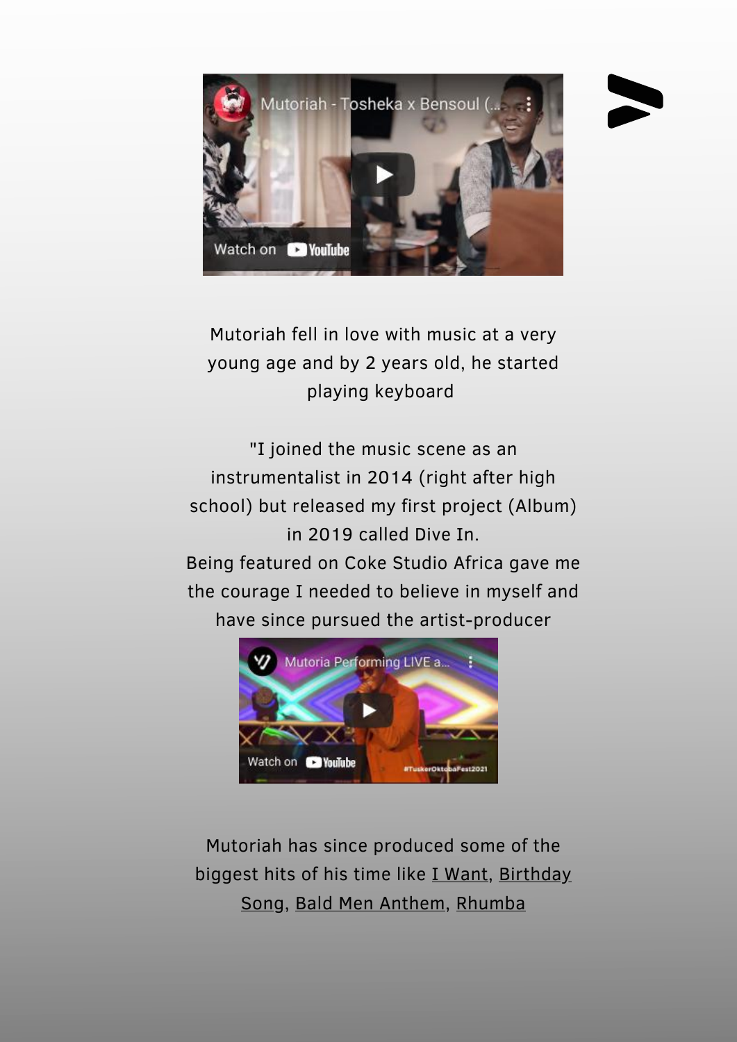Mutoriah fell in love with music at a very young age and by 2 years old, he started playing keyboard

"I joined the music scene as an instrumentalist in 2014 (right after high school) but released my first project (Album) in 2019 called Dive In.
Being featured on Coke Studio Africa gave me the courage I needed to believe in myself and have since pursued the artist-producer

Mutoriah has since produced some of the biggest hits of his time like I Want, Birthday Song, Bald Men Anthem, Rhumba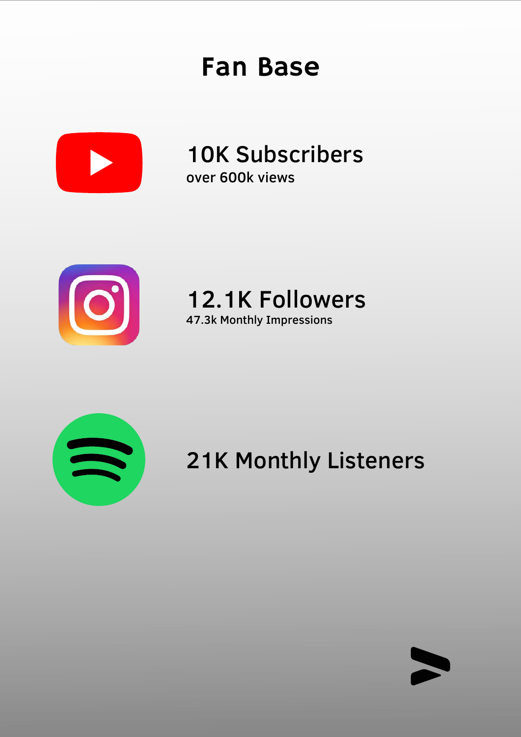# Fan Base

**10K Subscribers**
over 600k views

**12.1K Followers**
47.3k Monthly Impressions

**21K Monthly Listeners**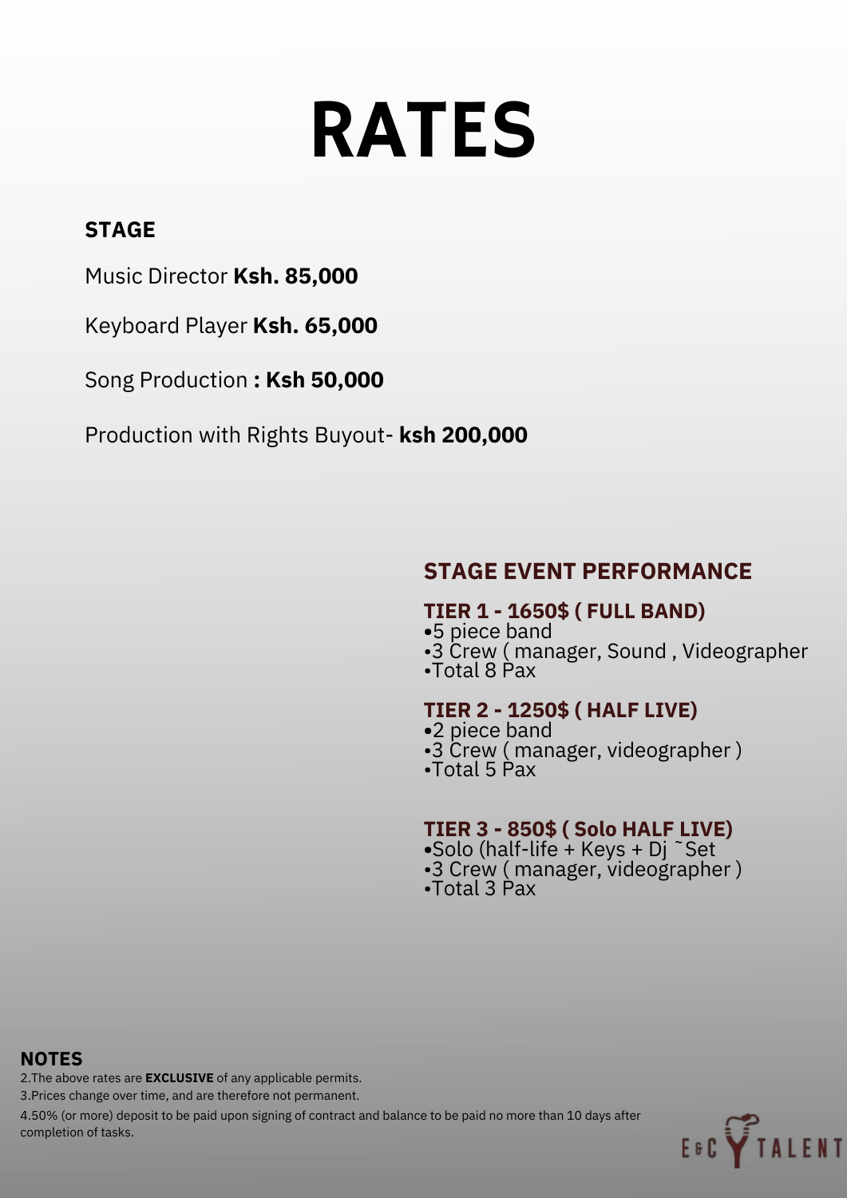# RATES

## STAGE

Music Director **Ksh. 85,000**

Keyboard Player **Ksh. 65,000**

Song Production **: Ksh 50,000**

Production with Rights Buyout- **ksh 200,000**

## STAGE EVENT PERFORMANCE

### TIER 1 - 1650$ ( FULL BAND)

- •5 piece band
- •3 Crew ( manager, Sound , Videographer
- •Total 8 Pax

### TIER 2 - 1250$ ( HALF LIVE)

- •2 piece band
- •3 Crew ( manager, videographer )
- •Total 5 Pax

### TIER 3 - 850$ ( Solo HALF LIVE)

- •Solo (half-life + Keys + Dj ~Set
- •3 Crew ( manager, videographer )
- •Total 3 Pax

## NOTES

2.The above rates are **EXCLUSIVE** of any applicable permits.

3.Prices change over time, and are therefore not permanent.

4.50% (or more) deposit to be paid upon signing of contract and balance to be paid no more than 10 days after completion of tasks.

E&C TALENT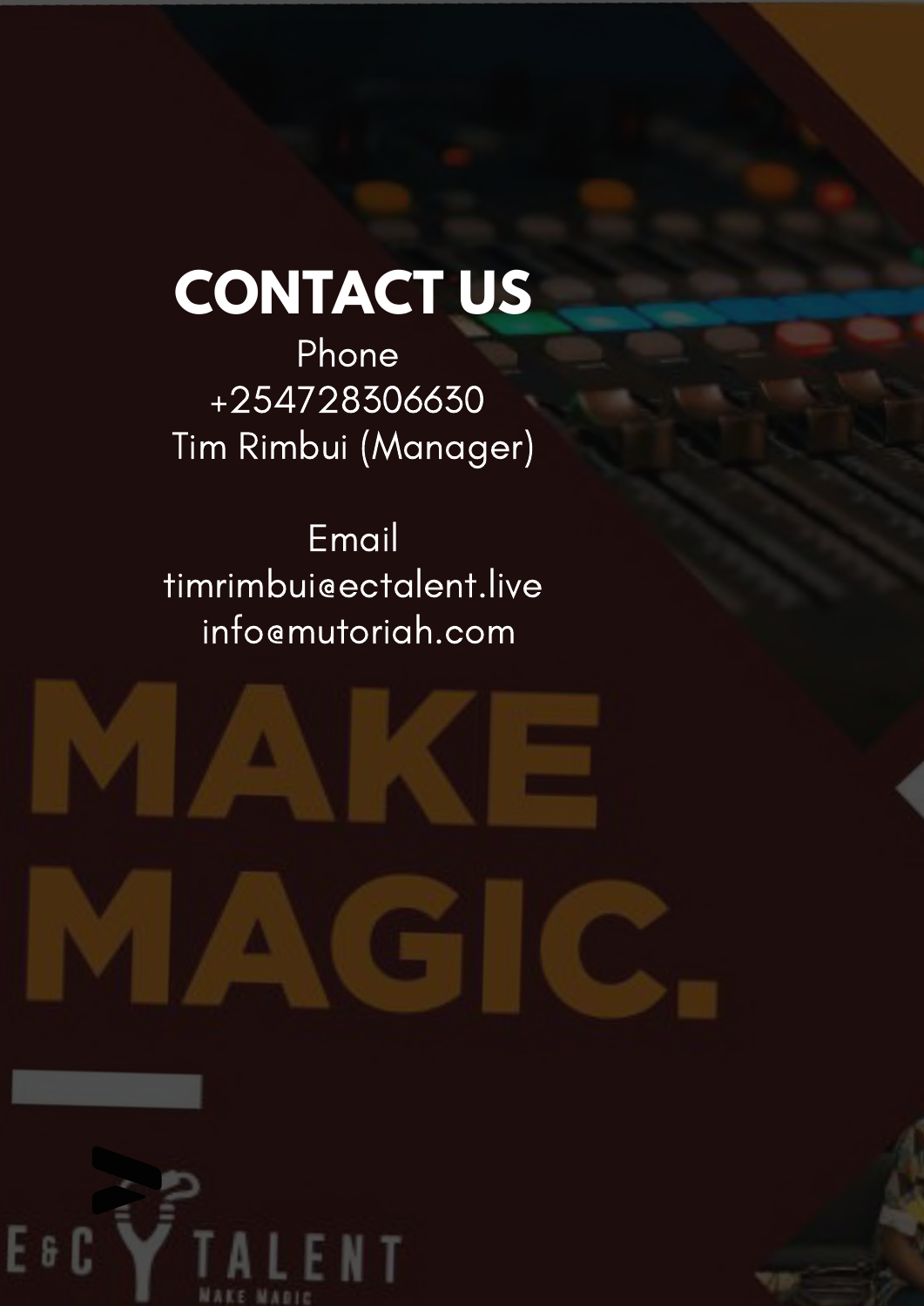# CONTACT US

Phone
+254728306630
Tim Rimbui (Manager)

Email
timrimbui@ectalent.live
info@mutoriah.com

MAKE MAGIC.

E&C TALENT
MAKE MAGIC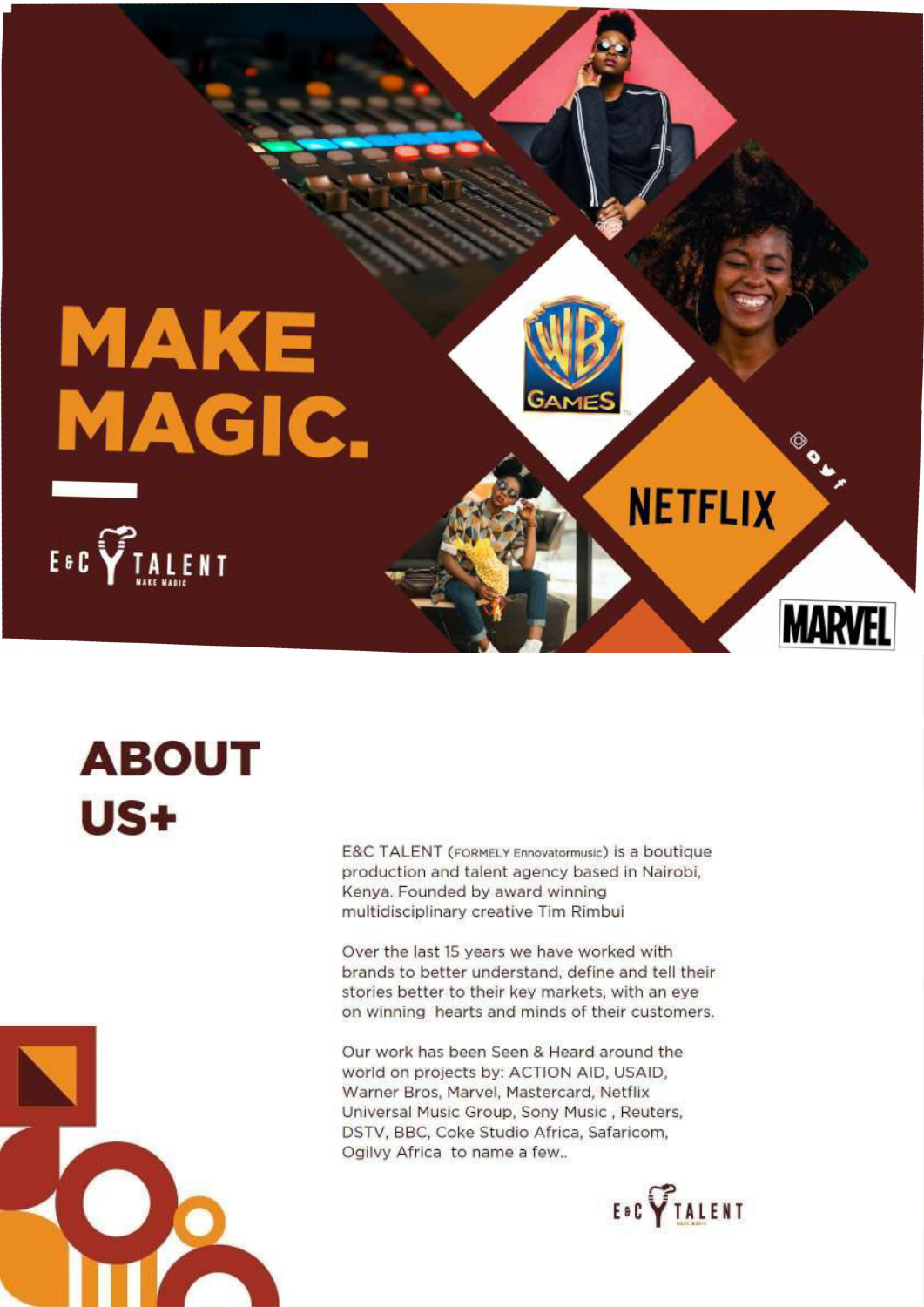# MAKE MAGIC.

E&C TALENT
MAKE MAGIC

NETFLIX

MARVEL

# ABOUT US+

E&C TALENT (FORMELY Ennovatormusic) is a boutique production and talent agency based in Nairobi, Kenya. Founded by award winning multidisciplinary creative Tim Rimbui

Over the last 15 years we have worked with brands to better understand, define and tell their stories better to their key markets, with an eye on winning hearts and minds of their customers.

Our work has been Seen & Heard around the world on projects by: ACTION AID, USAID, Warner Bros, Marvel, Mastercard, Netflix Universal Music Group, Sony Music , Reuters, DSTV, BBC, Coke Studio Africa, Safaricom, Ogilvy Africa to name a few..

E&C TALENT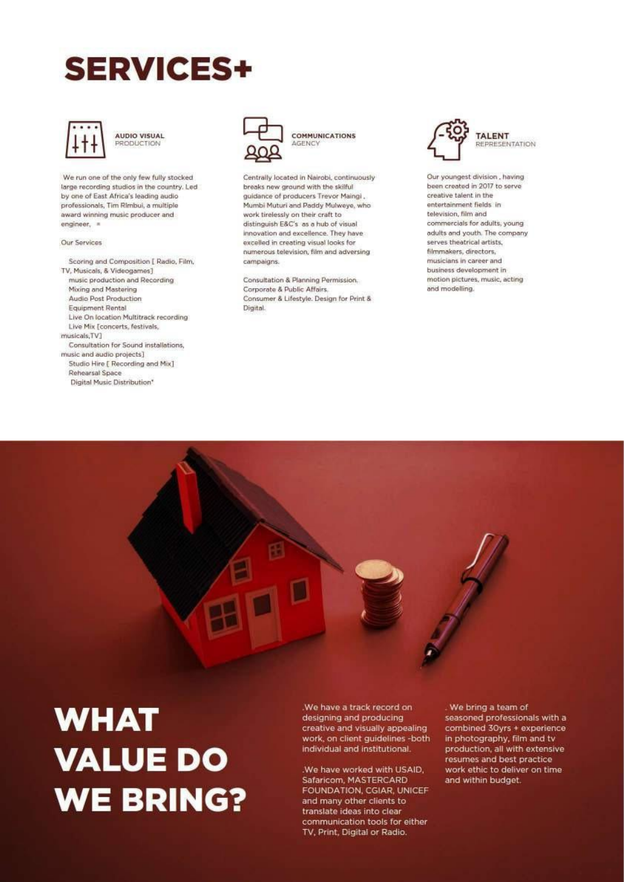# SERVICES+

## AUDIO VISUAL PRODUCTION

We run one of the only few fully stocked large recording studios in the country. Led by one of East Africa's leading audio professionals, Tim RImbui, a multiple award winning music producer and engineer, =

Our Services

- Scoring and Composition [ Radio, Film, TV, Musicals, & Videogames]
- music production and Recording
- Mixing and Mastering
- Audio Post Production
- Equipment Rental
- Live On location Multitrack recording
- Live Mix [concerts, festivals, musicals,TV]
- Consultation for Sound installations, music and audio projects]
- Studio Hire [ Recording and Mix]
- Rehearsal Space
- Digital Music Distribution*

## COMMUNICATIONS AGENCY

Centrally located in Nairobi, continuously breaks new ground with the skilful guidance of producers Trevor Maingi , Mumbi Muturi and Paddy Mulweye, who work tirelessly on their craft to distinguish E&C's as a hub of visual innovation and excellence. They have excelled in creating visual looks for numerous television, film and adversing campaigns.

Consultation & Planning Permission.
Corporate & Public Affairs.
Consumer & Lifestyle. Design for Print & Digital.

## TALENT REPRESENTATION

Our youngest division , having been created in 2017 to serve creative talent in the entertainment fields in television, film and commercials for adults, young adults and youth. The company serves theatrical artists, filmmakers, directors, musicians in career and business development in motion pictures, music, acting and modelling.

# WHAT VALUE DO WE BRING?

.We have a track record on designing and producing creative and visually appealing work, on client guidelines -both individual and institutional.

.We have worked with USAID, Safaricom, MASTERCARD FOUNDATION, CGIAR, UNICEF and many other clients to translate ideas into clear communication tools for either TV, Print, Digital or Radio.

. We bring a team of seasoned professionals with a combined 30yrs + experience in photography, film and tv production, all with extensive resumes and best practice work ethic to deliver on time and within budget.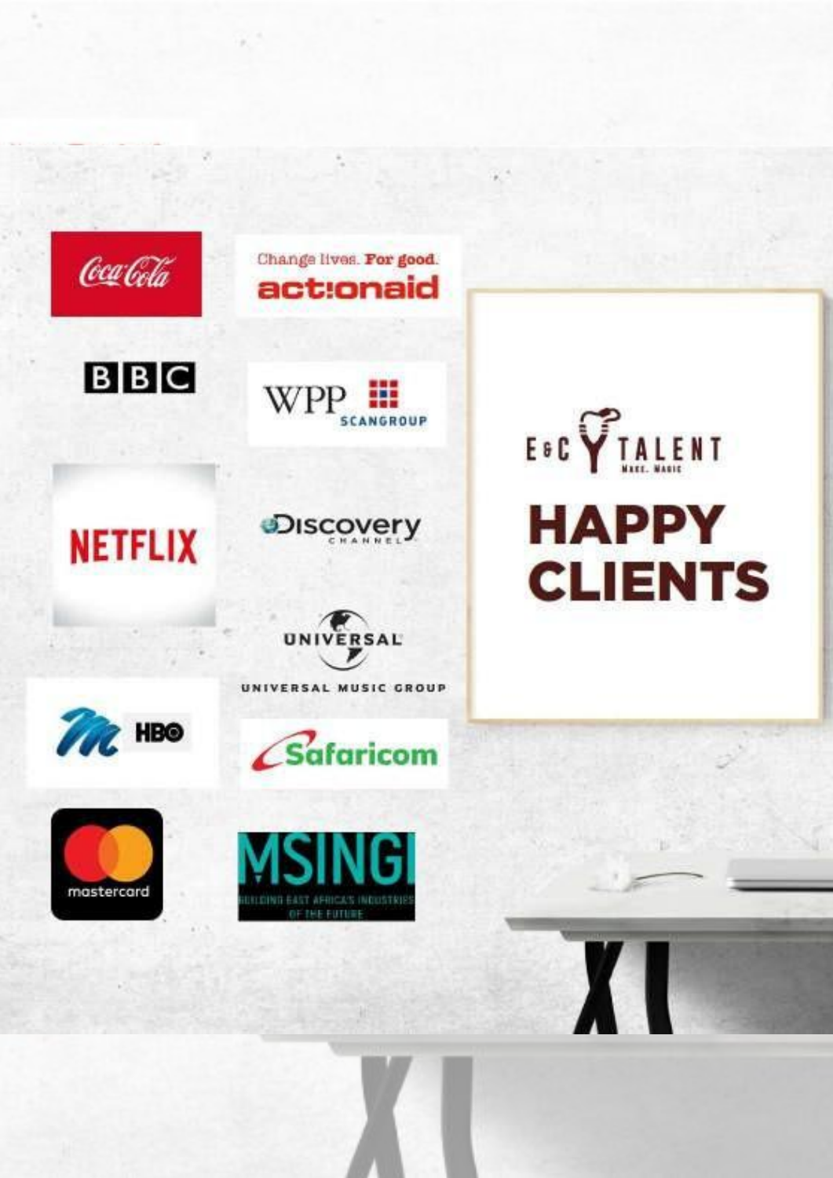E&C TALENT

MAKE. MAGIC

# HAPPY CLIENTS

Coca-Cola

Change lives. For good.
actionaid

BBC

WPP SCANGROUP

NETFLIX

Discovery CHANNEL

UNIVERSAL

UNIVERSAL MUSIC GROUP

M HBO

Safaricom

mastercard

MSINGI

BUILDING EAST AFRICA'S INDUSTRIES OF THE FUTURE